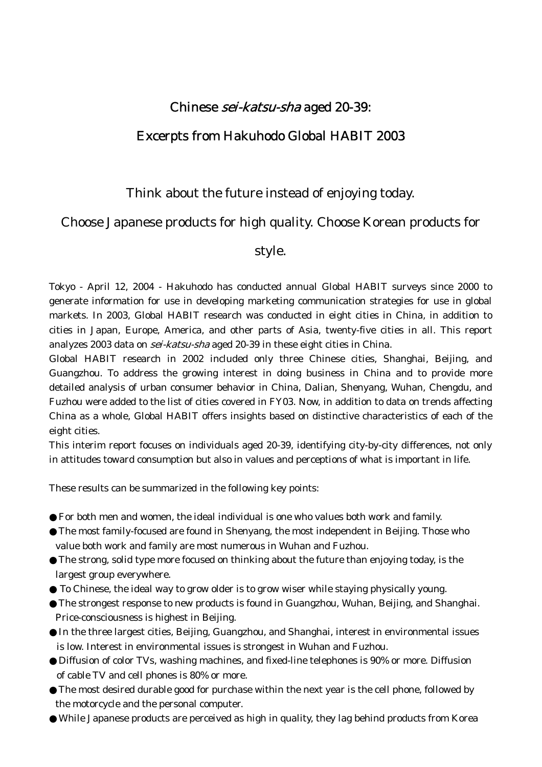# Chinese *sei-katsu-sha* aged 20-39:

# Excerpts from Hakuhodo Global HABIT 2003

## Think about the future instead of enjoying today.

## Choose Japanese products for high quality. Choose Korean products for style.

Tokyo - April 12, 2004 - Hakuhodo has conducted annual Global HABIT surveys since 2000 to generate information for use in developing marketing communication strategies for use in global markets. In 2003, Global HABIT research was conducted in eight cities in China, in addition to cities in Japan, Europe, America, and other parts of Asia, twenty-five cities in all. This report analyzes 2003 data on *sei-katsu-sha* aged 20-39 in these eight cities in China.

Global HABIT research in 2002 included only three Chinese cities, Shanghai, Beijing, and Guangzhou. To address the growing interest in doing business in China and to provide more detailed analysis of urban consumer behavior in China, Dalian, Shenyang, Wuhan, Chengdu, and Fuzhou were added to the list of cities covered in FY03. Now, in addition to data on trends affecting China as a whole, Global HABIT offers insights based on distinctive characteristics of each of the eight cities.

This interim report focuses on individuals aged 20-39, identifying city-by-city differences, not only in attitudes toward consumption but also in values and perceptions of what is important in life.

These results can be summarized in the following key points:

- For both men and women, the ideal individual is one who values both work and family.
- The most family-focused are found in Shenyang, the most independent in Beijing. Those who value both work and family are most numerous in Wuhan and Fuzhou.
- The strong, solid type more focused on thinking about the future than enjoying today, is the largest group everywhere.
- To Chinese, the ideal way to grow older is to grow wiser while staying physically young.
- The strongest response to new products is found in Guangzhou, Wuhan, Beijing, and Shanghai. Price-consciousness is highest in Beijing.
- In the three largest cities, Beijing, Guangzhou, and Shanghai, interest in environmental issues is low. Interest in environmental issues is strongest in Wuhan and Fuzhou.
- Diffusion of color TVs, washing machines, and fixed-line telephones is 90% or more. Diffusion of cable TV and cell phones is 80% or more.
- The most desired durable good for purchase within the next year is the cell phone, followed by the motorcycle and the personal computer.
- While Japanese products are perceived as high in quality, they lag behind products from Korea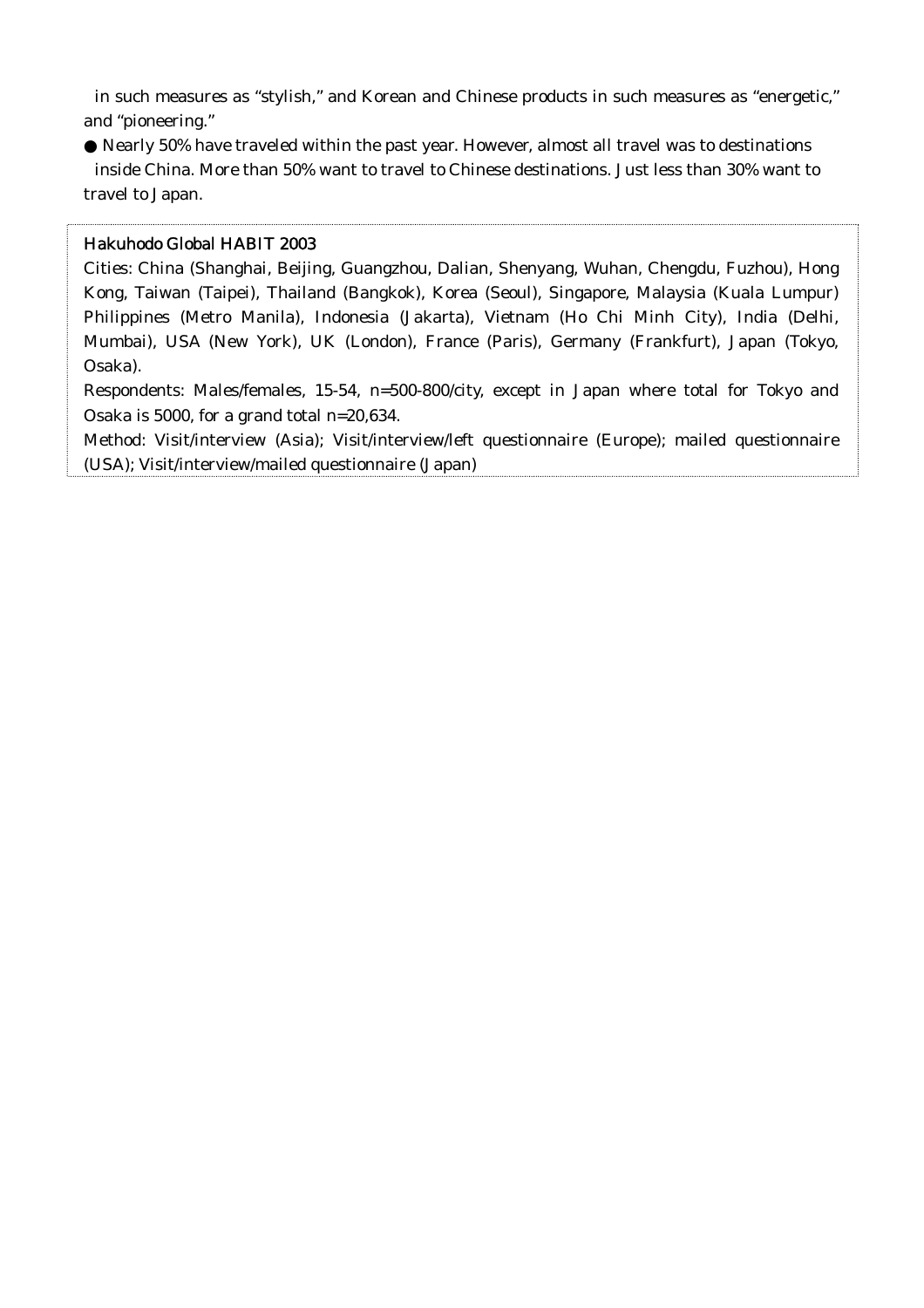in such measures as "stylish," and Korean and Chinese products in such measures as "energetic," and "pioneering."

- Nearly 50% have traveled within the past year. However, almost all travel was to destinations inside China. More than 50% want to travel to Chinese destinations. Just less than 30% want to travel to Japan.

**Hakuhodo Global HABIT 2003**

Cities: China (Shanghai, Beijing, Guangzhou, Dalian, Shenyang, Wuhan, Chengdu, Fuzhou), Hong Kong, Taiwan (Taipei), Thailand (Bangkok), Korea (Seoul), Singapore, Malaysia (Kuala Lumpur) Philippines (Metro Manila), Indonesia (Jakarta), Vietnam (Ho Chi Minh City), India (Delhi, Mumbai), USA (New York), UK (London), France (Paris), Germany (Frankfurt), Japan (Tokyo, Osaka).

Respondents: Males/females, 15-54, n=500-800/city, except in Japan where total for Tokyo and Osaka is 5000, for a grand total n=20,634.

Method: Visit/interview (Asia); Visit/interview/left questionnaire (Europe); mailed questionnaire (USA); Visit/interview/mailed questionnaire (Japan)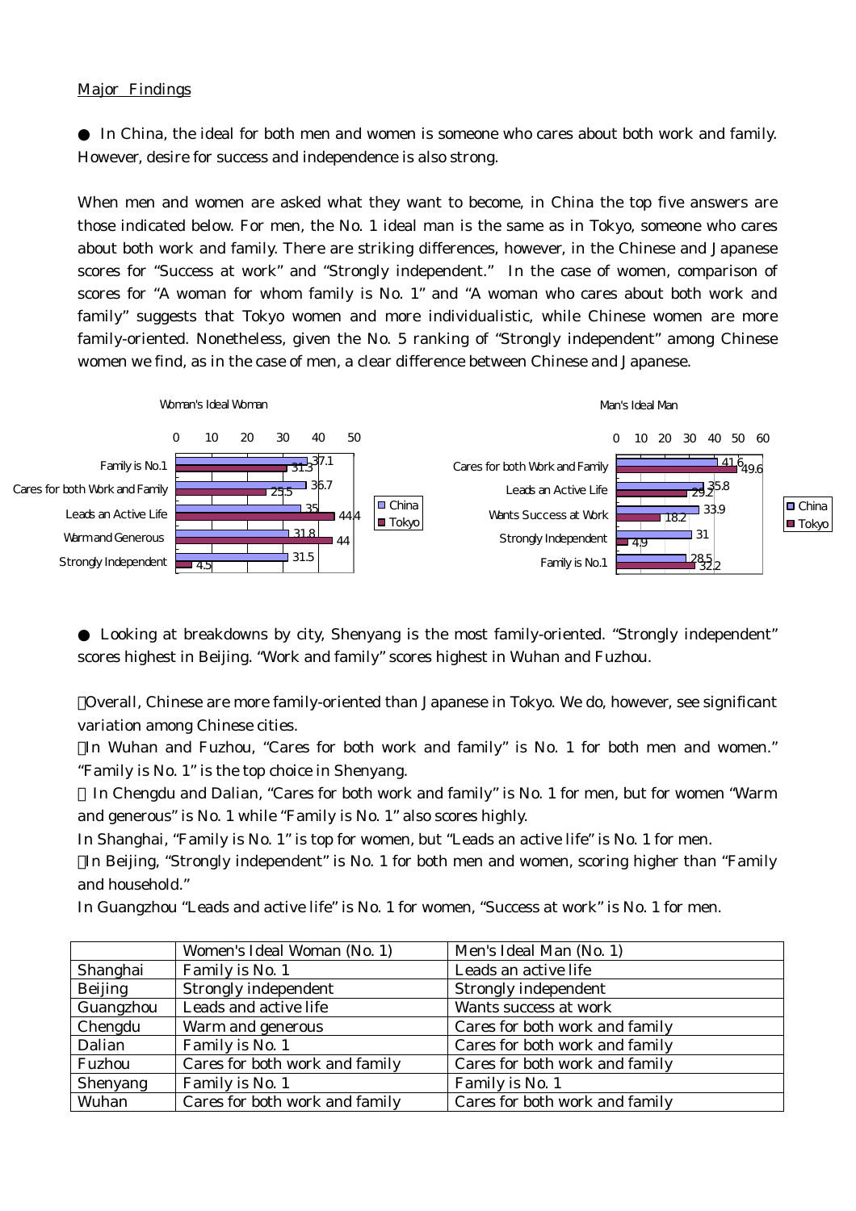Major Findings

● In China, the ideal for both men and women is someone who cares about both work and family. However, desire for success and independence is also strong.

When men and women are asked what they want to become, in China the top five answers are those indicated below. For men, the No. 1 ideal man is the same as in Tokyo, someone who cares about both work and family. There are striking differences, however, in the Chinese and Japanese scores for "Success at work" and "Strongly independent." In the case of women, comparison of scores for "A woman for whom family is No. 1" and "A woman who cares about both work and family" suggests that Tokyo women and more individualistic, while Chinese women are more family-oriented. Nonetheless, given the No. 5 ranking of "Strongly independent" among Chinese women we find, as in the case of men, a clear difference between Chinese and Japanese.

Woman's Ideal Woman

| | China | Tokyo |
|---|---|---|
| Family is No.1 | 37.1 | 31.3 |
| Cares for both Work and Family | 36.7 | 25.5 |
| Leads an Active Life | 35 | 44.4 |
| Warm and Generous | 31.8 | 44 |
| Strongly Independent | 31.5 | 4.5 |

Man's Ideal Man

| | China | Tokyo |
|---|---|---|
| Cares for both Work and Family | 41.6 | 49.6 |
| Leads an Active Life | 35.8 | 29.2 |
| Wants Success at Work | 33.9 | 18.2 |
| Strongly Independent | 31 | 4.9 |
| Family is No.1 | 28.5 | 32.2 |

● Looking at breakdowns by city, Shenyang is the most family-oriented. "Strongly independent" scores highest in Beijing. "Work and family" scores highest in Wuhan and Fuzhou.

- Overall, Chinese are more family-oriented than Japanese in Tokyo. We do, however, see significant variation among Chinese cities.
- In Wuhan and Fuzhou, "Cares for both work and family" is No. 1 for both men and women." "Family is No. 1" is the top choice in Shenyang.
- In Chengdu and Dalian, "Cares for both work and family" is No. 1 for men, but for women "Warm and generous" is No. 1 while "Family is No. 1" also scores highly.
- In Shanghai, "Family is No. 1" is top for women, but "Leads an active life" is No. 1 for men.
- In Beijing, "Strongly independent" is No. 1 for both men and women, scoring higher than "Family and household."
- In Guangzhou "Leads and active life" is No. 1 for women, "Success at work" is No. 1 for men.

| | Women's Ideal Woman (No. 1) | Men's Ideal Man (No. 1) |
|---|---|---|
| Shanghai | Family is No. 1 | Leads an active life |
| Beijing | Strongly independent | Strongly independent |
| Guangzhou | Leads and active life | Wants success at work |
| Chengdu | Warm and generous | Cares for both work and family |
| Dalian | Family is No. 1 | Cares for both work and family |
| Fuzhou | Cares for both work and family | Cares for both work and family |
| Shenyang | Family is No. 1 | Family is No. 1 |
| Wuhan | Cares for both work and family | Cares for both work and family |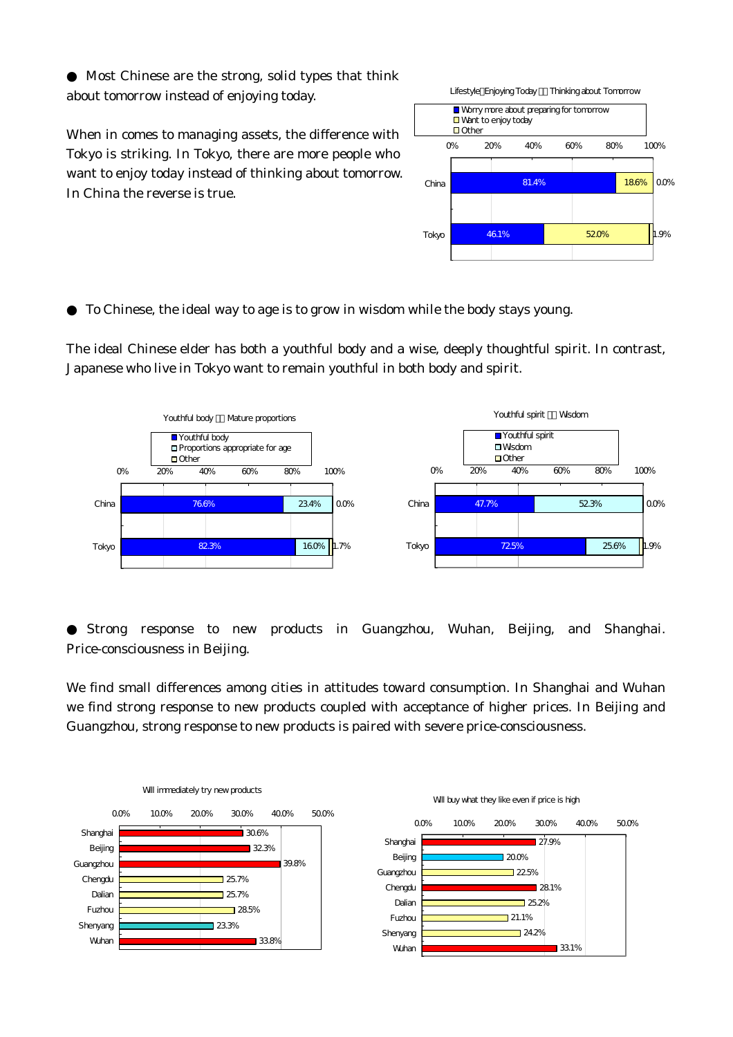● Most Chinese are the strong, solid types that think about tomorrow instead of enjoying today.

When in comes to managing assets, the difference with Tokyo is striking. In Tokyo, there are more people who want to enjoy today instead of thinking about tomorrow. In China the reverse is true.

Lifestyle：Enjoying Today ⇔ Thinking about Tomorrow

| | Worry more about preparing for tomorrow | Want to enjoy today | Other |
|---|---|---|---|
| China | 81.4% | 18.6% | 0.0% |
| Tokyo | 46.1% | 52.0% | 1.9% |

● To Chinese, the ideal way to age is to grow in wisdom while the body stays young.

The ideal Chinese elder has both a youthful body and a wise, deeply thoughtful spirit. In contrast, Japanese who live in Tokyo want to remain youthful in both body and spirit.

Youthful body ⇔ Mature proportions

| | Youthful body | Proportions appropriate for age | Other |
|---|---|---|---|
| China | 76.6% | 23.4% | 0.0% |
| Tokyo | 82.3% | 16.0% | 1.7% |

Youthful spirit ⇔ Wisdom

| | Youthful spirit | Wisdom | Other |
|---|---|---|---|
| China | 47.7% | 52.3% | 0.0% |
| Tokyo | 72.5% | 25.6% | 1.9% |

● Strong response to new products in Guangzhou, Wuhan, Beijing, and Shanghai. Price-consciousness in Beijing.

We find small differences among cities in attitudes toward consumption. In Shanghai and Wuhan we find strong response to new products coupled with acceptance of higher prices. In Beijing and Guangzhou, strong response to new products is paired with severe price-consciousness.

Will immediately try new products

| City | % |
|---|---|
| Shanghai | 30.6% |
| Beijing | 32.3% |
| Guangzhou | 39.8% |
| Chengdu | 25.7% |
| Dalian | 25.7% |
| Fuzhou | 28.5% |
| Shenyang | 23.3% |
| Wuhan | 33.8% |

Will buy what they like even if price is high

| City | % |
|---|---|
| Shanghai | 27.9% |
| Beijing | 20.0% |
| Guangzhou | 22.5% |
| Chengdu | 28.1% |
| Dalian | 25.2% |
| Fuzhou | 21.1% |
| Shenyang | 24.2% |
| Wuhan | 33.1% |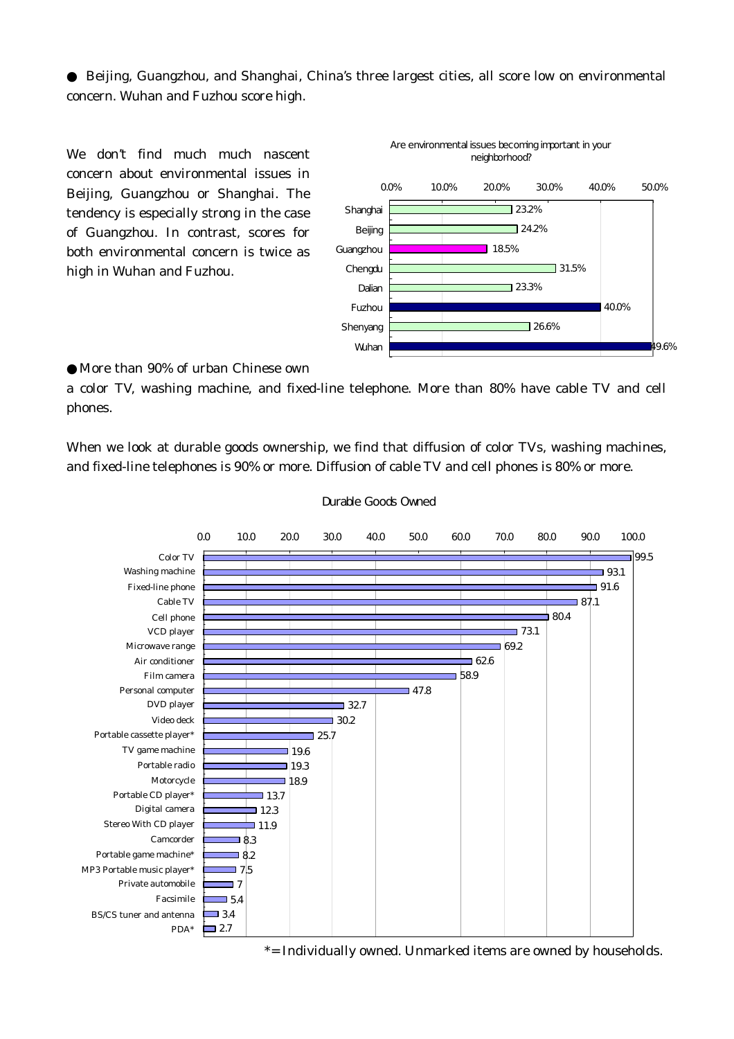● Beijing, Guangzhou, and Shanghai, China's three largest cities, all score low on environmental concern. Wuhan and Fuzhou score high.

We don't find much much nascent concern about environmental issues in Beijing, Guangzhou or Shanghai. The tendency is especially strong in the case of Guangzhou. In contrast, scores for both environmental concern is twice as high in Wuhan and Fuzhou.

Are environmental issues becoming important in your neighborhood?

| City | % |
|---|---|
| Shanghai | 23.2% |
| Beijing | 24.2% |
| Guangzhou | 18.5% |
| Chengdu | 31.5% |
| Dalian | 23.3% |
| Fuzhou | 40.0% |
| Shenyang | 26.6% |
| Wuhan | 49.6% |

● More than 90% of urban Chinese own a color TV, washing machine, and fixed-line telephone. More than 80% have cable TV and cell phones.

When we look at durable goods ownership, we find that diffusion of color TVs, washing machines, and fixed-line telephones is 90% or more. Diffusion of cable TV and cell phones is 80% or more.

Durable Goods Owned

| Item | % |
|---|---|
| Color TV | 99.5 |
| Washing machine | 93.1 |
| Fixed-line phone | 91.6 |
| Cable TV | 87.1 |
| Cell phone | 80.4 |
| VCD player | 73.1 |
| Microwave range | 69.2 |
| Air conditioner | 62.6 |
| Film camera | 58.9 |
| Personal computer | 47.8 |
| DVD player | 32.7 |
| Video deck | 30.2 |
| Portable cassette player* | 25.7 |
| TV game machine | 19.6 |
| Portable radio | 19.3 |
| Motorcycle | 18.9 |
| Portable CD player* | 13.7 |
| Digital camera | 12.3 |
| Stereo With CD player | 11.9 |
| Camcorder | 8.3 |
| Portable game machine* | 8.2 |
| MP3 Portable music player* | 7.5 |
| Private automobile | 7 |
| Facsimile | 5.4 |
| BS/CS tuner and antenna | 3.4 |
| PDA* | 2.7 |

*= Individually owned. Unmarked items are owned by households.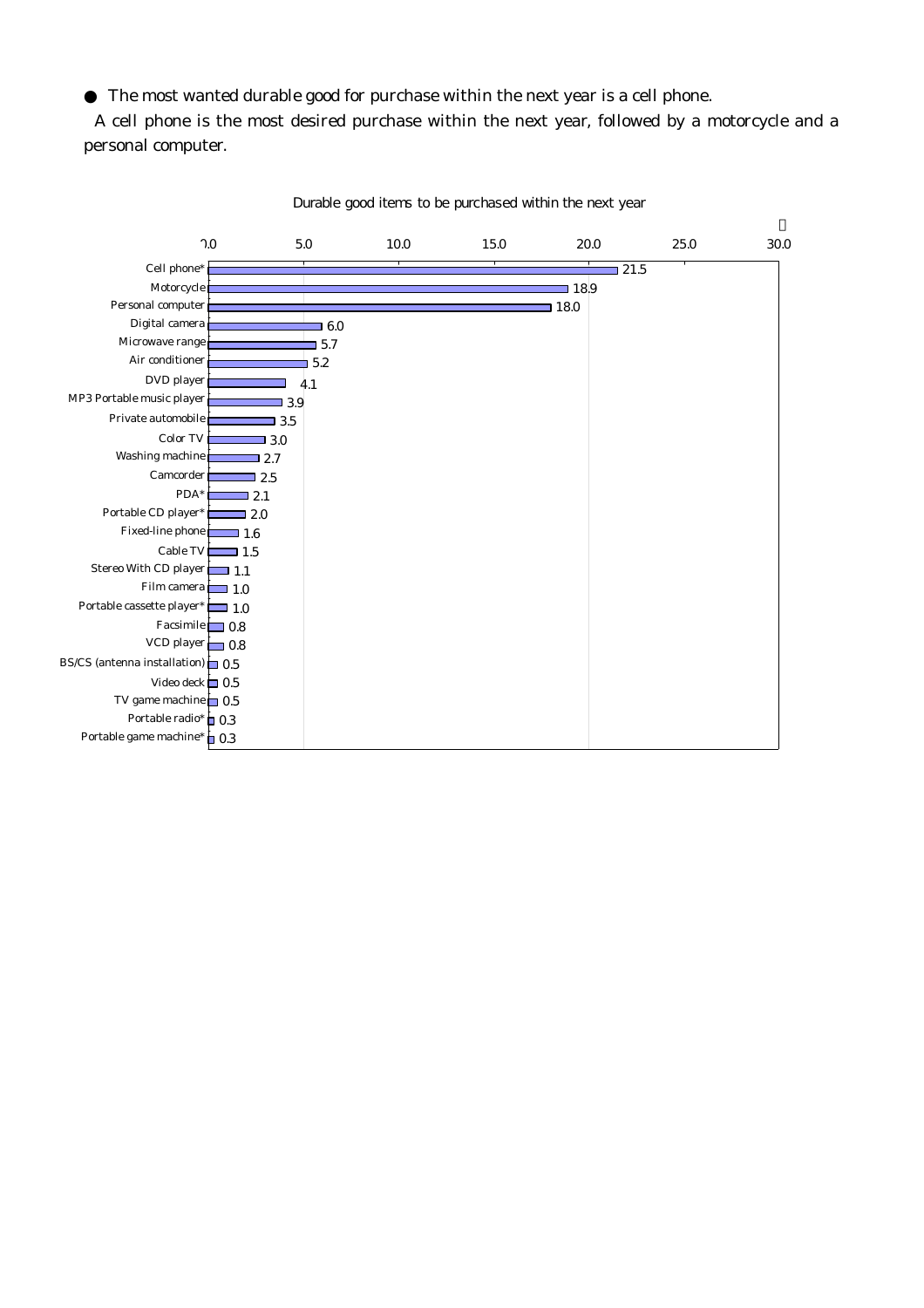● The most wanted durable good for purchase within the next year is a cell phone.

A cell phone is the most desired purchase within the next year, followed by a motorcycle and a personal computer.

Durable good items to be purchased within the next year

| Item | % |
|---|---|
| Cell phone* | 21.5 |
| Motorcycle | 18.9 |
| Personal computer | 18.0 |
| Digital camera | 6.0 |
| Microwave range | 5.7 |
| Air conditioner | 5.2 |
| DVD player | 4.1 |
| MP3 Portable music player | 3.9 |
| Private automobile | 3.5 |
| Color TV | 3.0 |
| Washing machine | 2.7 |
| Camcorder | 2.5 |
| PDA* | 2.1 |
| Portable CD player* | 2.0 |
| Fixed-line phone | 1.6 |
| Cable TV | 1.5 |
| Stereo With CD player | 1.1 |
| Film camera | 1.0 |
| Portable cassette player* | 1.0 |
| Facsimile | 0.8 |
| VCD player | 0.8 |
| BS/CS (antenna installation) | 0.5 |
| Video deck | 0.5 |
| TV game machine | 0.5 |
| Portable radio* | 0.3 |
| Portable game machine* | 0.3 |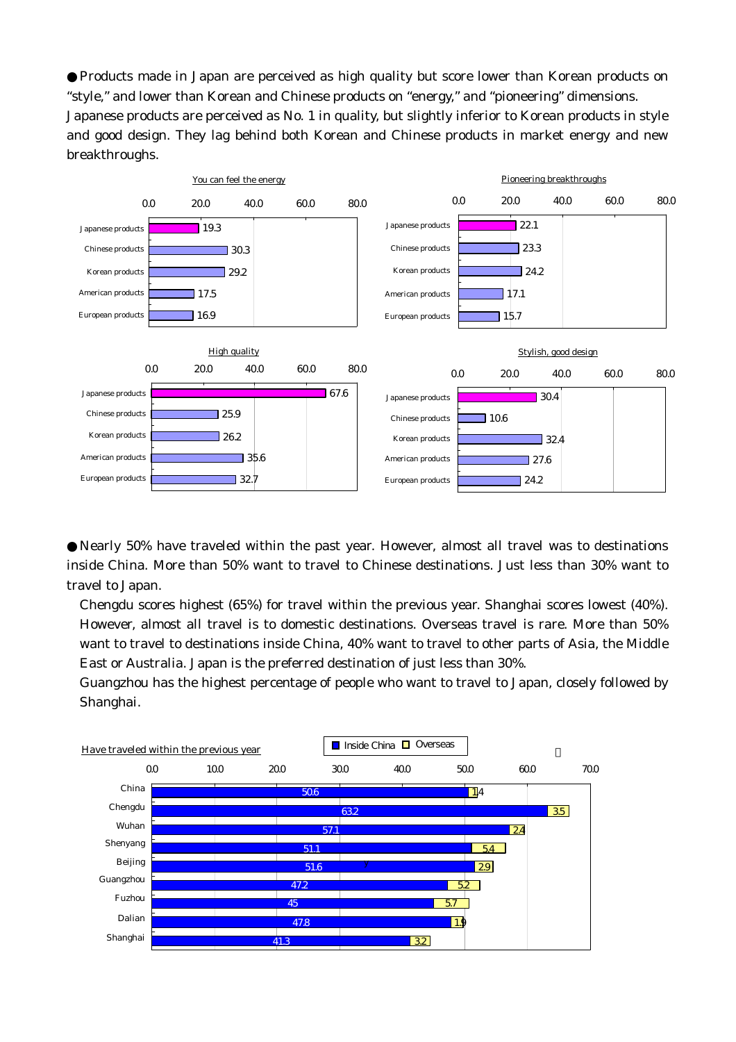● Products made in Japan are perceived as high quality but score lower than Korean products on "style," and lower than Korean and Chinese products on "energy," and "pioneering" dimensions.
Japanese products are perceived as No. 1 in quality, but slightly inferior to Korean products in style and good design. They lag behind both Korean and Chinese products in market energy and new breakthroughs.

You can feel the energy

| | |
|---|---|
| Japanese products | 19.3 |
| Chinese products | 30.3 |
| Korean products | 29.2 |
| American products | 17.5 |
| European products | 16.9 |

Pioneering breakthroughs

| | |
|---|---|
| Japanese products | 22.1 |
| Chinese products | 23.3 |
| Korean products | 24.2 |
| American products | 17.1 |
| European products | 15.7 |

High quality

| | |
|---|---|
| Japanese products | 67.6 |
| Chinese products | 25.9 |
| Korean products | 26.2 |
| American products | 35.6 |
| European products | 32.7 |

Stylish, good design

| | |
|---|---|
| Japanese products | 30.4 |
| Chinese products | 10.6 |
| Korean products | 32.4 |
| American products | 27.6 |
| European products | 24.2 |

● Nearly 50% have traveled within the past year. However, almost all travel was to destinations inside China. More than 50% want to travel to Chinese destinations. Just less than 30% want to travel to Japan.

Chengdu scores highest (65%) for travel within the previous year. Shanghai scores lowest (40%). However, almost all travel is to domestic destinations. Overseas travel is rare. More than 50% want to travel to destinations inside China, 40% want to travel to other parts of Asia, the Middle East or Australia. Japan is the preferred destination of just less than 30%.

Guangzhou has the highest percentage of people who want to travel to Japan, closely followed by Shanghai.

Have traveled within the previous year

| | Inside China | Overseas |
|---|---|---|
| China | 50.6 | 1.4 |
| Chengdu | 63.2 | 3.5 |
| Wuhan | 57.1 | 2.4 |
| Shenyang | 51.1 | 5.4 |
| Beijing | 51.6 | 2.9 |
| Guangzhou | 47.2 | 5.2 |
| Fuzhou | 45 | 5.7 |
| Dalian | 47.8 | 1.9 |
| Shanghai | 41.3 | 3.2 |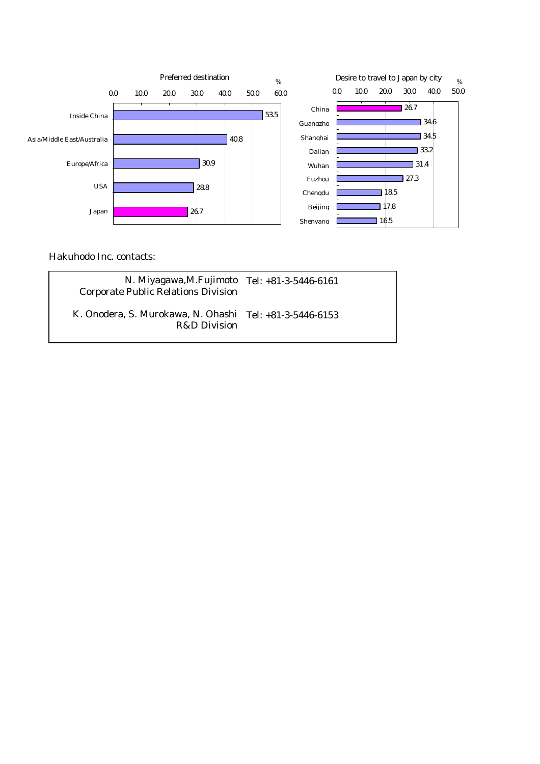Preferred destination

%

0.0 10.0 20.0 30.0 40.0 50.0 60.0

Inside China 53.5

Asia/Middle East/Australia 40.8

Europe/Africa 30.9

USA 28.8

Japan 26.7

Desire to travel to Japan by city

%

0.0 10.0 20.0 30.0 40.0 50.0

China 26.7

Guangzho 34.6

Shanghai 34.5

Dalian 33.2

Wuhan 31.4

Fuzhou 27.3

Chengdu 18.5

Beijing 17.8

Shenyang 16.5

Hakuhodo Inc. contacts:

| | |
|---|---|
| N. Miyagawa, M.Fujimoto<br>Corporate Public Relations Division | Tel: +81-3-5446-6161 |
| K. Onodera, S. Murokawa, N. Ohashi<br>R&D Division | Tel: +81-3-5446-6153 |